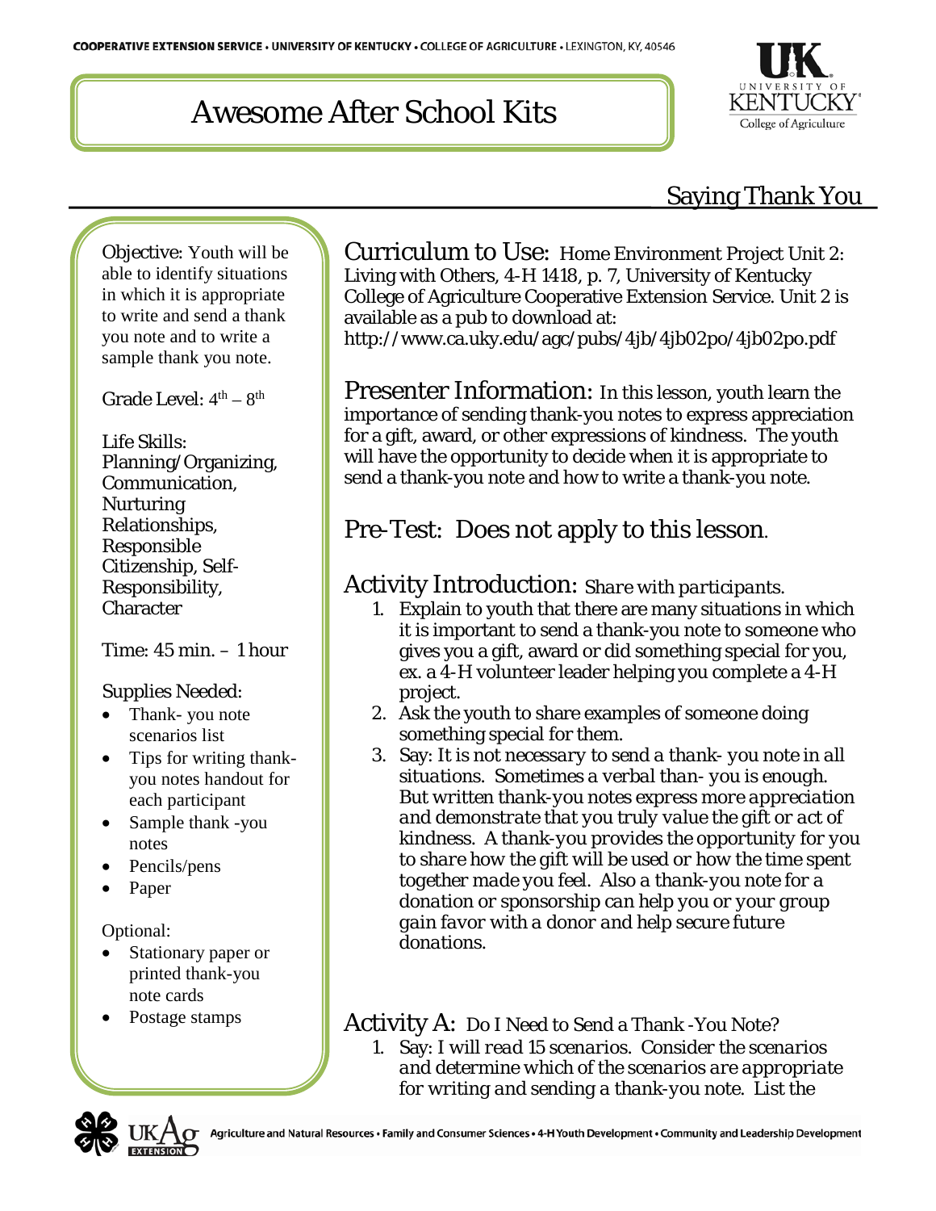# Awesome After School Kits

## Saying Thank You

Objective: Youth will be able to identify situations in which it is appropriate to write and send a thank you note and to write a sample thank you note.

Grade Level: 4th – 8th

Life Skills: Planning/Organizing, Communication, Nurturing Relationships, Responsible Citizenship, Self-Responsibility, Character

Time: 45 min. – 1 hour

Supplies Needed:

- Thank- you note scenarios list
- Tips for writing thank-you notes handout for each participant
- Sample thank -you notes
- Pencils/pens
- Paper

Optional:

- Stationary paper or printed thank-you note cards
- Postage stamps

**Curriculum to Use:** Home Environment Project Unit 2: Living with Others, 4-H 1418, p. 7, University of Kentucky College of Agriculture Cooperative Extension Service. Unit 2 is available as a pub to download at: http://www.ca.uky.edu/agc/pubs/4jb/4jb02po/4jb02po.pdf

**Presenter Information:** In this lesson, youth learn the importance of sending thank-you notes to express appreciation for a gift, award, or other expressions of kindness. The youth will have the opportunity to decide when it is appropriate to send a thank-you note and how to write a thank-you note.

**Pre-Test:** Does not apply to this lesson.

**Activity Introduction:** *Share with participants.*

1. Explain to youth that there are many situations in which it is important to send a thank-you note to someone who gives you a gift, award or did something special for you, ex. a 4-H volunteer leader helping you complete a 4-H project.
2. Ask the youth to share examples of someone doing something special for them.
3. Say: *It is not necessary to send a thank- you note in all situations. Sometimes a verbal than- you is enough. But written thank-you notes express more appreciation and demonstrate that you truly value the gift or act of kindness. A thank-you provides the opportunity for you to share how the gift will be used or how the time spent together made you feel. Also a thank-you note for a donation or sponsorship can help you or your group gain favor with a donor and help secure future donations.*

**Activity A:** Do I Need to Send a Thank -You Note?

1. Say: *I will read 15 scenarios. Consider the scenarios and determine which of the scenarios are appropriate for writing and sending a thank-you note.* List the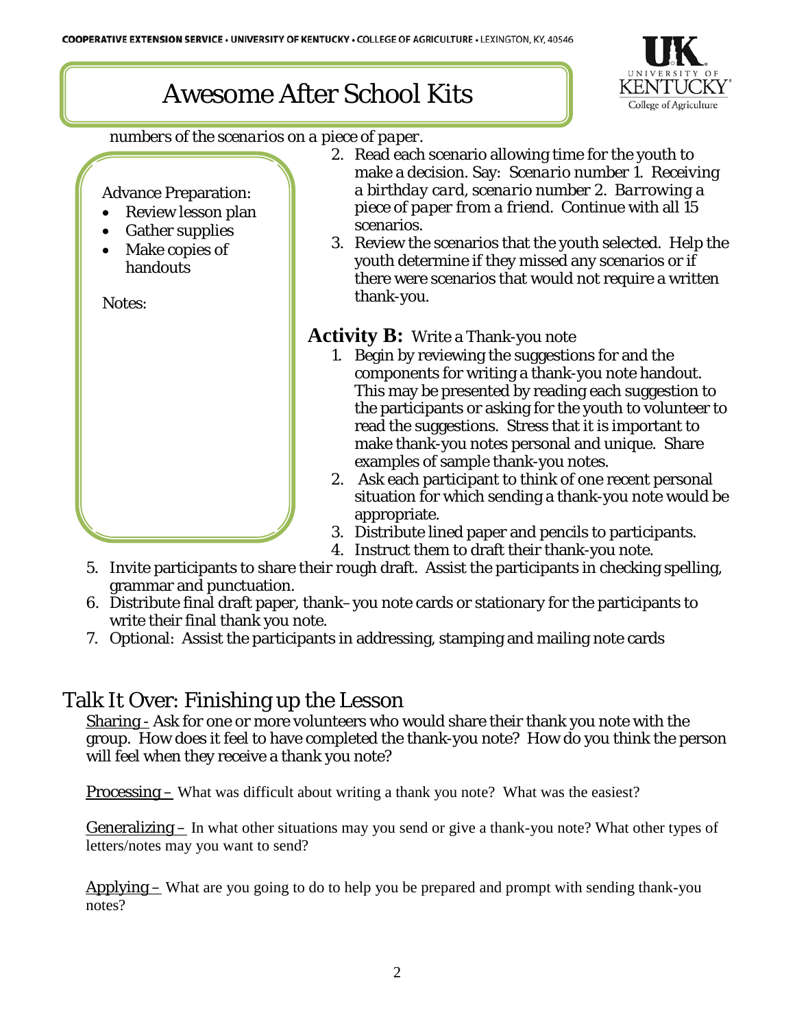*numbers of the scenarios on a piece of paper.*

Advance Preparation:

- Review lesson plan
- Gather supplies
- Make copies of handouts

Notes:

2. Read each scenario allowing time for the youth to make a decision. Say: *Scenario number 1. Receiving a birthday card, scenario number 2. Barrowing a piece of paper from a friend.* Continue with all 15 scenarios.
3. Review the scenarios that the youth selected. Help the youth determine if they missed any scenarios or if there were scenarios that would not require a written thank-you.

**Activity B:** Write a Thank-you note

1. Begin by reviewing the suggestions for and the components for writing a thank-you note handout. This may be presented by reading each suggestion to the participants or asking for the youth to volunteer to read the suggestions. Stress that it is important to make thank-you notes personal and unique. Share examples of sample thank-you notes.
2. Ask each participant to think of one recent personal situation for which sending a thank-you note would be appropriate.
3. Distribute lined paper and pencils to participants.
4. Instruct them to draft their thank-you note.
5. Invite participants to share their rough draft. Assist the participants in checking spelling, grammar and punctuation.
6. Distribute final draft paper, thank–you note cards or stationary for the participants to write their final thank you note.
7. Optional: Assist the participants in addressing, stamping and mailing note cards

## Talk It Over: Finishing up the Lesson

Sharing - Ask for one or more volunteers who would share their thank you note with the group. How does it feel to have completed the thank-you note? How do you think the person will feel when they receive a thank you note?

Processing – What was difficult about writing a thank you note? What was the easiest?

Generalizing – In what other situations may you send or give a thank-you note? What other types of letters/notes may you want to send?

Applying – What are you going to do to help you be prepared and prompt with sending thank-you notes?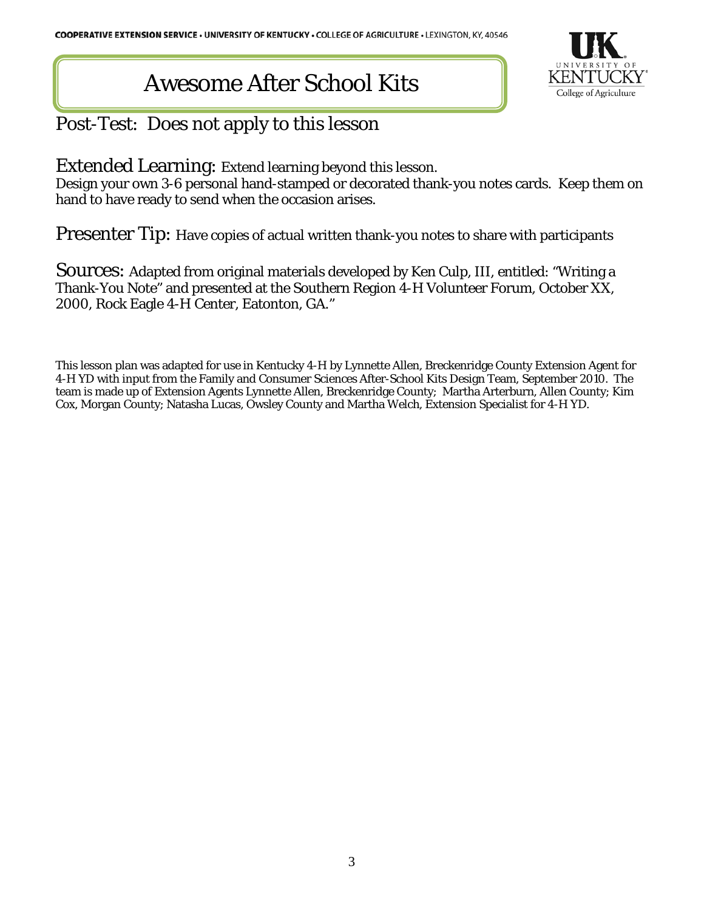# Awesome After School Kits

## Post-Test: Does not apply to this lesson

**Extended Learning:** Extend learning beyond this lesson.
Design your own 3-6 personal hand-stamped or decorated thank-you notes cards. Keep them on hand to have ready to send when the occasion arises.

**Presenter Tip:** Have copies of actual written thank-you notes to share with participants

**Sources:** Adapted from original materials developed by Ken Culp, III, entitled: "Writing a Thank-You Note" and presented at the Southern Region 4-H Volunteer Forum, October XX, 2000, Rock Eagle 4-H Center, Eatonton, GA."

This lesson plan was adapted for use in Kentucky 4-H by Lynnette Allen, Breckenridge County Extension Agent for 4-H YD with input from the Family and Consumer Sciences After-School Kits Design Team, September 2010. The team is made up of Extension Agents Lynnette Allen, Breckenridge County; Martha Arterburn, Allen County; Kim Cox, Morgan County; Natasha Lucas, Owsley County and Martha Welch, Extension Specialist for 4-H YD.